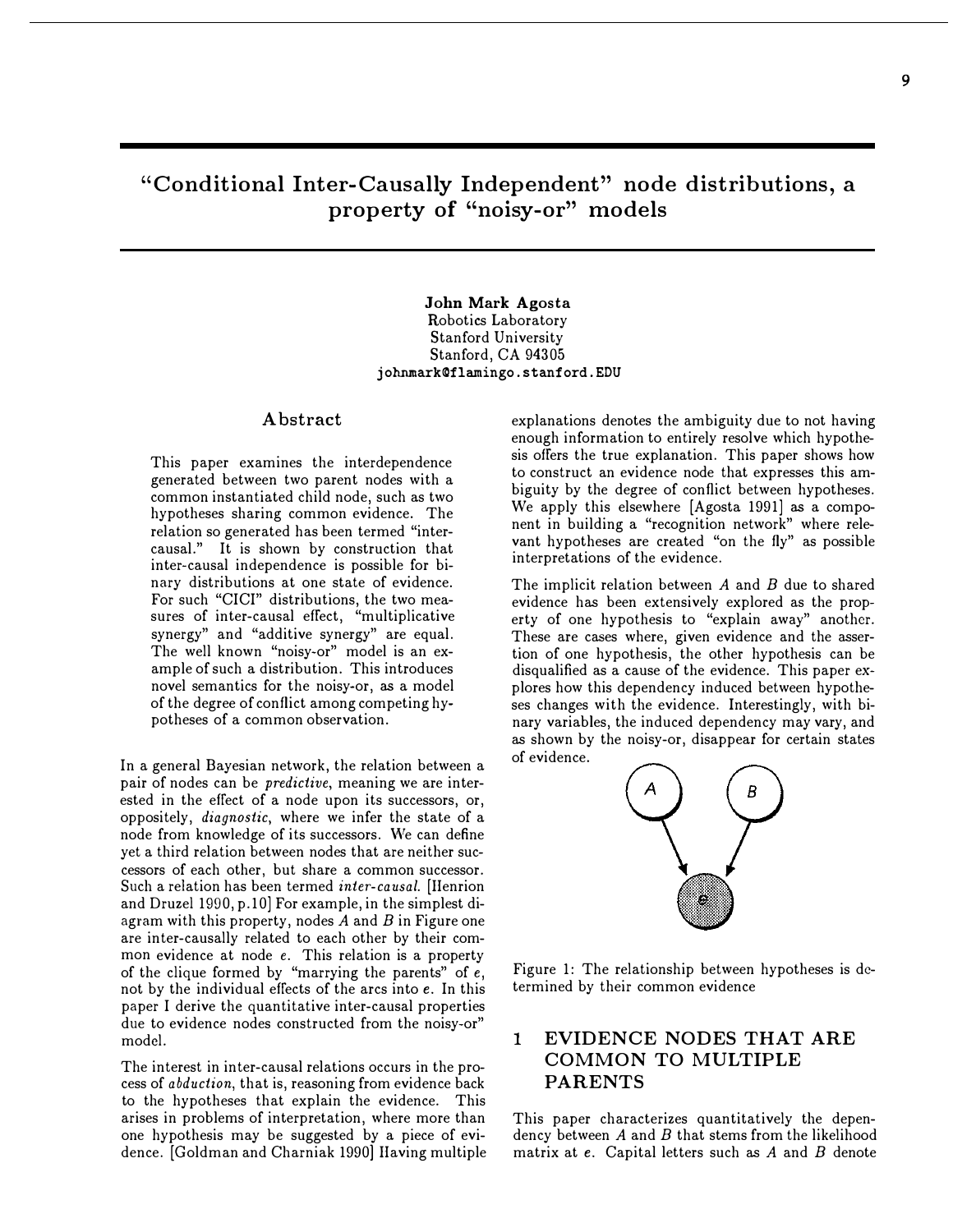# "Conditional Inter-Causally Independent" node distributions, a property of "noisy-or" models

**John Mark Agosta**
Robotics Laboratory
Stanford University
Stanford, CA 94305
johnmark@flamingo.stanford.EDU

## Abstract

This paper examines the interdependence generated between two parent nodes with a common instantiated child node, such as two hypotheses sharing common evidence. The relation so generated has been termed "inter-causal." It is shown by construction that inter-causal independence is possible for binary distributions at one state of evidence. For such "CICI" distributions, the two measures of inter-causal effect, "multiplicative synergy" and "additive synergy" are equal. The well known "noisy-or" model is an example of such a distribution. This introduces novel semantics for the noisy-or, as a model of the degree of conflict among competing hypotheses of a common observation.

In a general Bayesian network, the relation between a pair of nodes can be *predictive*, meaning we are interested in the effect of a node upon its successors, or, oppositely, *diagnostic*, where we infer the state of a node from knowledge of its successors. We can define yet a third relation between nodes that are neither successors of each other, but share a common successor. Such a relation has been termed *inter-causal*. [Henrion and Druzel 1990, p.10] For example, in the simplest diagram with this property, nodes $A$ and $B$ in Figure one are inter-causally related to each other by their common evidence at node $e$. This relation is a property of the clique formed by "marrying the parents" of $e$, not by the individual effects of the arcs into $e$. In this paper I derive the quantitative inter-causal properties due to evidence nodes constructed from the noisy-or" model.

The interest in inter-causal relations occurs in the process of *abduction*, that is, reasoning from evidence back to the hypotheses that explain the evidence. This arises in problems of interpretation, where more than one hypothesis may be suggested by a piece of evidence. [Goldman and Charniak 1990] Having multiple explanations denotes the ambiguity due to not having enough information to entirely resolve which hypothesis offers the true explanation. This paper shows how to construct an evidence node that expresses this ambiguity by the degree of conflict between hypotheses. We apply this elsewhere [Agosta 1991] as a component in building a "recognition network" where relevant hypotheses are created "on the fly" as possible interpretations of the evidence.

The implicit relation between $A$ and $B$ due to shared evidence has been extensively explored as the property of one hypothesis to "explain away" another. These are cases where, given evidence and the assertion of one hypothesis, the other hypothesis can be disqualified as a cause of the evidence. This paper explores how this dependency induced between hypotheses changes with the evidence. Interestingly, with binary variables, the induced dependency may vary, and as shown by the noisy-or, disappear for certain states of evidence.

Figure 1: The relationship between hypotheses is determined by their common evidence

## 1 EVIDENCE NODES THAT ARE COMMON TO MULTIPLE PARENTS

This paper characterizes quantitatively the dependency between $A$ and $B$ that stems from the likelihood matrix at $e$. Capital letters such as $A$ and $B$ denote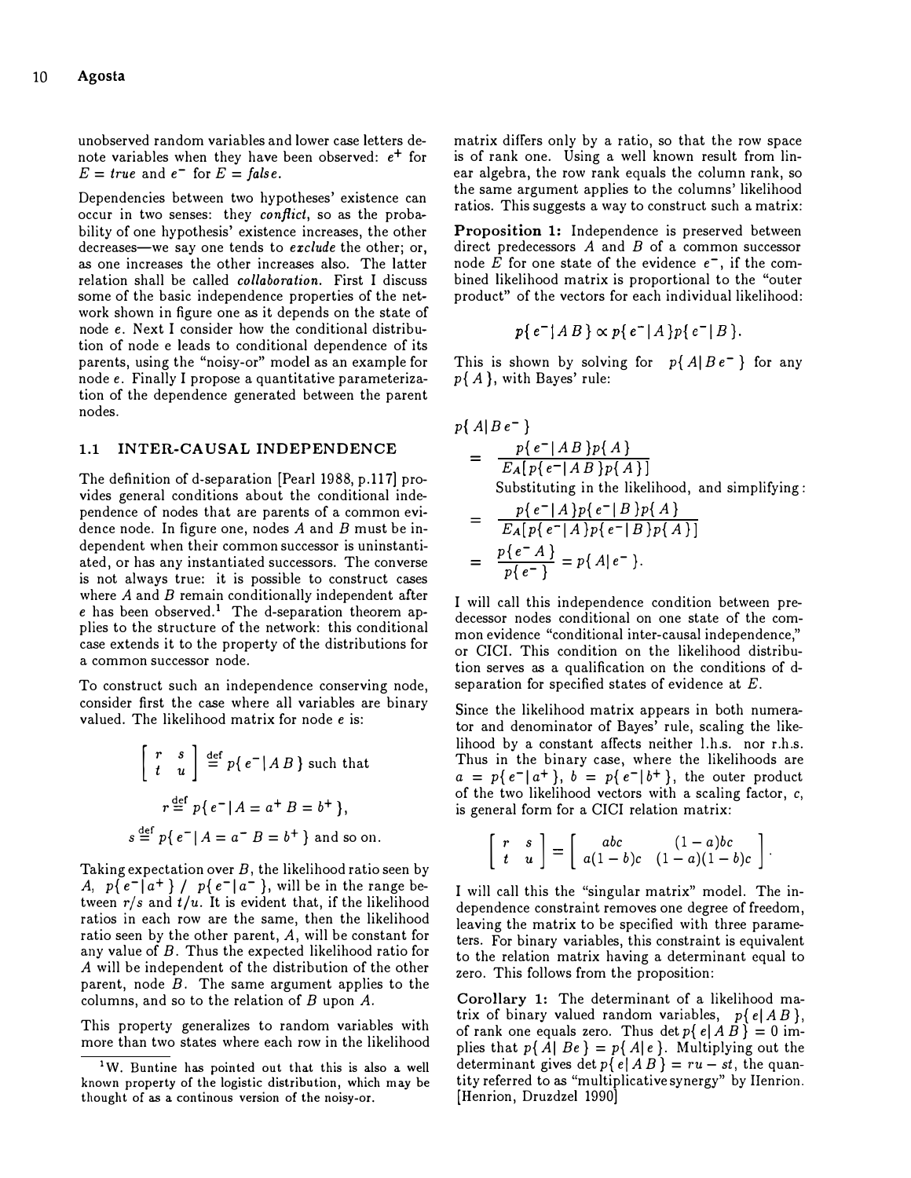unobserved random variables and lower case letters denote variables when they have been observed: $e^+$ for $E = true$ and $e^-$ for $E = false$.

Dependencies between two hypotheses' existence can occur in two senses: they *conflict*, so as the probability of one hypothesis' existence increases, the other decreases—we say one tends to *exclude* the other; or, as one increases the other increases also. The latter relation shall be called *collaboration*. First I discuss some of the basic independence properties of the network shown in figure one as it depends on the state of node $e$. Next I consider how the conditional distribution of node e leads to conditional dependence of its parents, using the "noisy-or" model as an example for node $e$. Finally I propose a quantitative parameterization of the dependence generated between the parent nodes.

### 1.1 INTER-CAUSAL INDEPENDENCE

The definition of d-separation [Pearl 1988, p.117] provides general conditions about the conditional independence of nodes that are parents of a common evidence node. In figure one, nodes $A$ and $B$ must be independent when their common successor is uninstantiated, or has any instantiated successors. The converse is not always true: it is possible to construct cases where $A$ and $B$ remain conditionally independent after $e$ has been observed.[1] The d-separation theorem applies to the structure of the network: this conditional case extends it to the property of the distributions for a common successor node.

To construct such an independence conserving node, consider first the case where all variables are binary valued. The likelihood matrix for node $e$ is:

$$\begin{bmatrix} r & s \\ t & u \end{bmatrix} \stackrel{\text{def}}{=} p\{\, e^- \,|\, A\, B\,\} \text{ such that}$$

$$r \stackrel{\text{def}}{=} p\{\, e^- \,|\, A = a^+ \; B = b^+\,\},$$

$$s \stackrel{\text{def}}{=} p\{\, e^- \,|\, A = a^- \; B = b^+\,\} \text{ and so on.}$$

Taking expectation over $B$, the likelihood ratio seen by $A$, $p\{\, e^- | a^+\,\} \,/\, p\{\, e^- | a^-\,\}$, will be in the range between $r/s$ and $t/u$. It is evident that, if the likelihood ratios in each row are the same, then the likelihood ratio seen by the other parent, $A$, will be constant for any value of $B$. Thus the expected likelihood ratio for $A$ will be independent of the distribution of the other parent, node $B$. The same argument applies to the columns, and so to the relation of $B$ upon $A$.

This property generalizes to random variables with more than two states where each row in the likelihood matrix differs only by a ratio, so that the row space is of rank one. Using a well known result from linear algebra, the row rank equals the column rank, so the same argument applies to the columns' likelihood ratios. This suggests a way to construct such a matrix:

**Proposition 1:** Independence is preserved between direct predecessors $A$ and $B$ of a common successor node $E$ for one state of the evidence $e^-$, if the combined likelihood matrix is proportional to the "outer product" of the vectors for each individual likelihood:

$$p\{\, e^- | A\, B\,\} \propto p\{\, e^- | A\,\} p\{\, e^- | B\,\}.$$

This is shown by solving for $p\{\, A | B\, e^-\,\}$ for any $p\{\, A\,\}$, with Bayes' rule:

$$\begin{aligned} & p\{\, A | B\, e^-\,\} \\ &= \frac{p\{\, e^- | A\, B\,\} p\{\, A\,\}}{E_A[\, p\{\, e^- | A\, B\,\} p\{\, A\,\}\,]} \\ & \quad \text{Substituting in the likelihood, and simplifying:} \\ &= \frac{p\{\, e^- | A\,\} p\{\, e^- | B\,\} p\{\, A\,\}}{E_A[\, p\{\, e^- | A\,\} p\{\, e^- | B\,\} p\{\, A\,\}\,]} \\ &= \frac{p\{\, e^- A\,\}}{p\{\, e^-\,\}} = p\{\, A | e^-\,\}. \end{aligned}$$

I will call this independence condition between predecessor nodes conditional on one state of the common evidence "conditional inter-causal independence," or CICI. This condition on the likelihood distribution serves as a qualification on the conditions of d-separation for specified states of evidence at $E$.

Since the likelihood matrix appears in both numerator and denominator of Bayes' rule, scaling the likelihood by a constant affects neither l.h.s. nor r.h.s. Thus in the binary case, where the likelihoods are $a = p\{\, e^- | a^+\,\}$, $b = p\{\, e^- | b^+\,\}$, the outer product of the two likelihood vectors with a scaling factor, $c$, is general form for a CICI relation matrix:

$$\begin{bmatrix} r & s \\ t & u \end{bmatrix} = \begin{bmatrix} abc & (1-a)bc \\ a(1-b)c & (1-a)(1-b)c \end{bmatrix}.$$

I will call this the "singular matrix" model. The independence constraint removes one degree of freedom, leaving the matrix to be specified with three parameters. For binary variables, this constraint is equivalent to the relation matrix having a determinant equal to zero. This follows from the proposition:

**Corollary 1:** The determinant of a likelihood matrix of binary valued random variables, $p\{\, e | A\, B\,\}$, of rank one equals zero. Thus $\det p\{\, e | A\, B\,\} = 0$ implies that $p\{\, A |\; Be\,\} = p\{\, A | e\,\}$. Multiplying out the determinant gives $\det p\{\, e | A\, B\,\} = ru - st$, the quantity referred to as "multiplicative synergy" by Henrion. [Henrion, Druzdzel 1990]

[1] W. Buntine has pointed out that this is also a well known property of the logistic distribution, which may be thought of as a continous version of the noisy-or.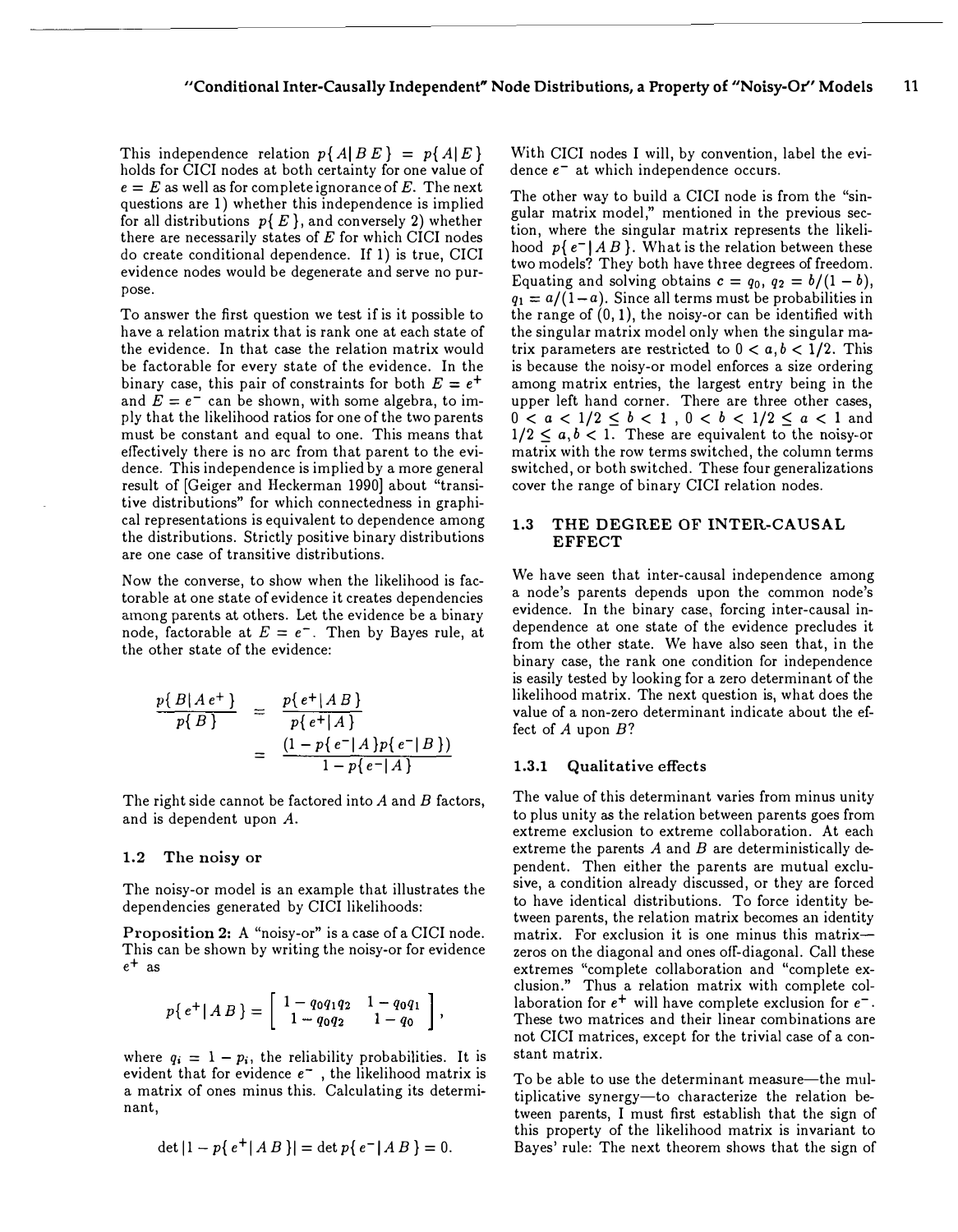This independence relation $p\{A|BE\} = p\{A|E\}$ holds for CICI nodes at both certainty for one value of $e = E$ as well as for complete ignorance of $E$. The next questions are 1) whether this independence is implied for all distributions $p\{E\}$, and conversely 2) whether there are necessarily states of $E$ for which CICI nodes do create conditional dependence. If 1) is true, CICI evidence nodes would be degenerate and serve no purpose.

To answer the first question we test if is it possible to have a relation matrix that is rank one at each state of the evidence. In that case the relation matrix would be factorable for every state of the evidence. In the binary case, this pair of constraints for both $E = e^+$ and $E = e^-$ can be shown, with some algebra, to imply that the likelihood ratios for one of the two parents must be constant and equal to one. This means that effectively there is no arc from that parent to the evidence. This independence is implied by a more general result of [Geiger and Heckerman 1990] about "transitive distributions" for which connectedness in graphical representations is equivalent to dependence among the distributions. Strictly positive binary distributions are one case of transitive distributions.

Now the converse, to show when the likelihood is factorable at one state of evidence it creates dependencies among parents at others. Let the evidence be a binary node, factorable at $E = e^-$. Then by Bayes rule, at the other state of the evidence:

$$\begin{aligned}\frac{p\{B|A\,e^+\}}{p\{B\}} &= \frac{p\{e^+|A\,B\}}{p\{e^+|A\}} \\ &= \frac{(1 - p\{e^-|A\}p\{e^-|B\})}{1 - p\{e^-|A\}}\end{aligned}$$

The right side cannot be factored into $A$ and $B$ factors, and is dependent upon $A$.

## 1.2 The noisy or

The noisy-or model is an example that illustrates the dependencies generated by CICI likelihoods:

**Proposition 2:** A "noisy-or" is a case of a CICI node. This can be shown by writing the noisy-or for evidence $e^+$ as

$$p\{e^+|A\,B\} = \begin{bmatrix} 1 - q_0 q_1 q_2 & 1 - q_0 q_1 \\ 1 - q_0 q_2 & 1 - q_0 \end{bmatrix},$$

where $q_i = 1 - p_i$, the reliability probabilities. It is evident that for evidence $e^-$ , the likelihood matrix is a matrix of ones minus this. Calculating its determinant,

$$\det |1 - p\{e^+|A\,B\}| = \det p\{e^-|A\,B\} = 0.$$

With CICI nodes I will, by convention, label the evidence $e^-$ at which independence occurs.

The other way to build a CICI node is from the "singular matrix model," mentioned in the previous section, where the singular matrix represents the likelihood $p\{e^-|A\,B\}$. What is the relation between these two models? They both have three degrees of freedom. Equating and solving obtains $c = q_0$, $q_2 = b/(1-b)$, $q_1 = a/(1-a)$. Since all terms must be probabilities in the range of $(0, 1)$, the noisy-or can be identified with the singular matrix model only when the singular matrix parameters are restricted to $0 < a, b < 1/2$. This is because the noisy-or model enforces a size ordering among matrix entries, the largest entry being in the upper left hand corner. There are three other cases, $0 < a < 1/2 \leq b < 1$ , $0 < b < 1/2 \leq a < 1$ and $1/2 \leq a, b < 1$. These are equivalent to the noisy-or matrix with the row terms switched, the column terms switched, or both switched. These four generalizations cover the range of binary CICI relation nodes.

## 1.3 THE DEGREE OF INTER-CAUSAL EFFECT

We have seen that inter-causal independence among a node's parents depends upon the common node's evidence. In the binary case, forcing inter-causal independence at one state of the evidence precludes it from the other state. We have also seen that, in the binary case, the rank one condition for independence is easily tested by looking for a zero determinant of the likelihood matrix. The next question is, what does the value of a non-zero determinant indicate about the effect of $A$ upon $B$?

### 1.3.1 Qualitative effects

The value of this determinant varies from minus unity to plus unity as the relation between parents goes from extreme exclusion to extreme collaboration. At each extreme the parents $A$ and $B$ are deterministically dependent. Then either the parents are mutual exclusive, a condition already discussed, or they are forced to have identical distributions. To force identity between parents, the relation matrix becomes an identity matrix. For exclusion it is one minus this matrix—zeros on the diagonal and ones off-diagonal. Call these extremes "complete collaboration and "complete exclusion." Thus a relation matrix with complete collaboration for $e^+$ will have complete exclusion for $e^-$. These two matrices and their linear combinations are not CICI matrices, except for the trivial case of a constant matrix.

To be able to use the determinant measure—the multiplicative synergy—to characterize the relation between parents, I must first establish that the sign of this property of the likelihood matrix is invariant to Bayes' rule: The next theorem shows that the sign of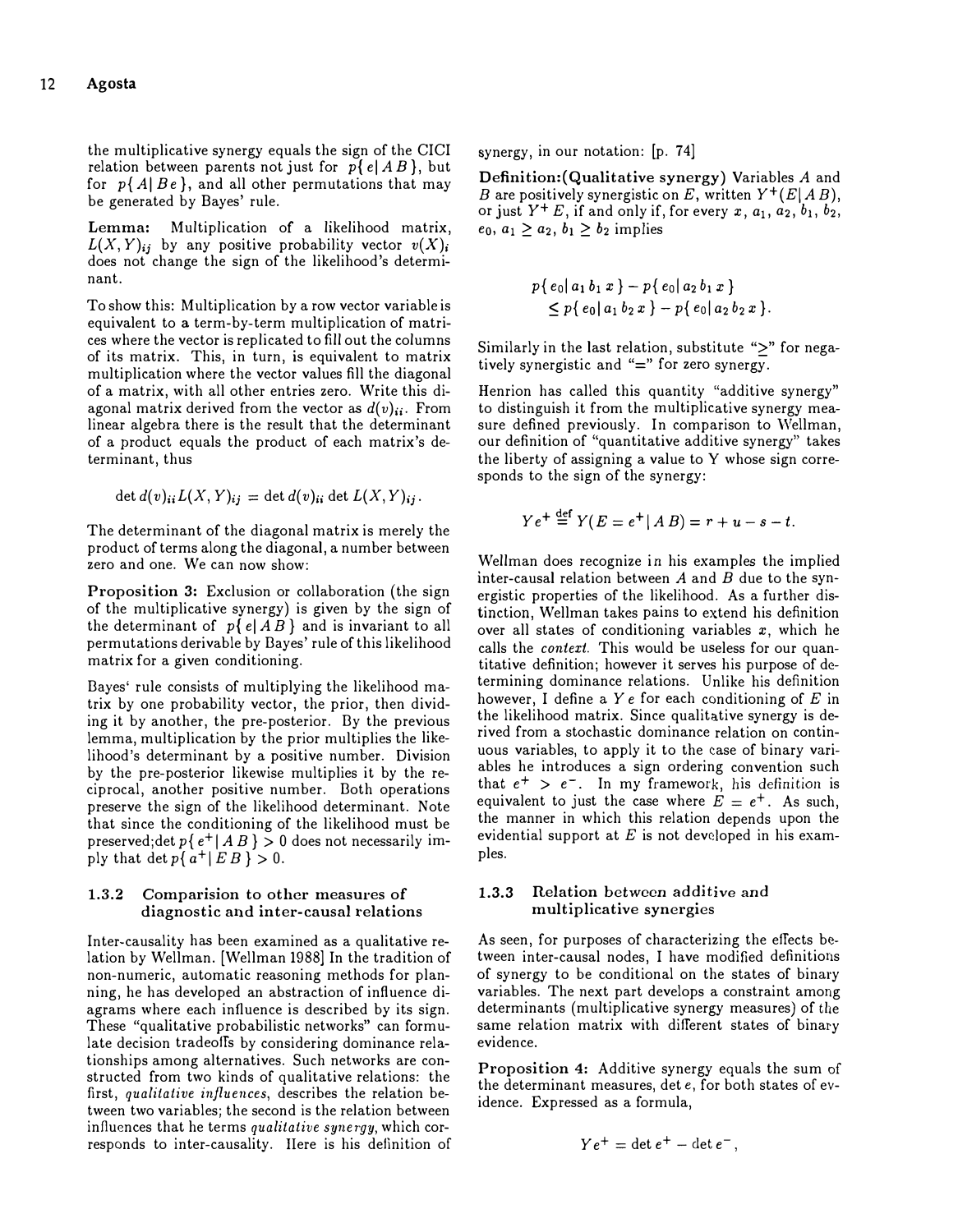the multiplicative synergy equals the sign of the CICI relation between parents not just for $p\{e|AB\}$, but for $p\{A|Be\}$, and all other permutations that may be generated by Bayes' rule.

**Lemma:** Multiplication of a likelihood matrix, $L(X,Y)_{ij}$ by any positive probability vector $v(X)_i$ does not change the sign of the likelihood's determinant.

To show this: Multiplication by a row vector variable is equivalent to a term-by-term multiplication of matrices where the vector is replicated to fill out the columns of its matrix. This, in turn, is equivalent to matrix multiplication where the vector values fill the diagonal of a matrix, with all other entries zero. Write this diagonal matrix derived from the vector as $d(v)_{ii}$. From linear algebra there is the result that the determinant of a product equals the product of each matrix's determinant, thus

$$\det d(v)_{ii} L(X,Y)_{ij} = \det d(v)_{ii} \det L(X,Y)_{ij}.$$

The determinant of the diagonal matrix is merely the product of terms along the diagonal, a number between zero and one. We can now show:

**Proposition 3:** Exclusion or collaboration (the sign of the multiplicative synergy) is given by the sign of the determinant of $p\{e|AB\}$ and is invariant to all permutations derivable by Bayes' rule of this likelihood matrix for a given conditioning.

Bayes' rule consists of multiplying the likelihood matrix by one probability vector, the prior, then dividing it by another, the pre-posterior. By the previous lemma, multiplication by the prior multiplies the likelihood's determinant by a positive number. Division by the pre-posterior likewise multiplies it by the reciprocal, another positive number. Both operations preserve the sign of the likelihood determinant. Note that since the conditioning of the likelihood must be preserved;$\det p\{e^+|AB\} > 0$ does not necessarily imply that $\det p\{a^+|EB\} > 0$.

### 1.3.2 Comparision to other measures of diagnostic and inter-causal relations

Inter-causality has been examined as a qualitative relation by Wellman. [Wellman 1988] In the tradition of non-numeric, automatic reasoning methods for planning, he has developed an abstraction of influence diagrams where each influence is described by its sign. These "qualitative probabilistic networks" can formulate decision tradeoffs by considering dominance relationships among alternatives. Such networks are constructed from two kinds of qualitative relations: the first, *qualitative influences*, describes the relation between two variables; the second is the relation between influences that he terms *qualitative synergy*, which corresponds to inter-causality. Here is his definition of synergy, in our notation: [p. 74]

**Definition:(Qualitative synergy)** Variables $A$ and $B$ are positively synergistic on $E$, written $Y^+(E|AB)$, or just $Y^+ E$, if and only if, for every $x$, $a_1$, $a_2$, $b_1$, $b_2$, $e_0$, $a_1 \geq a_2$, $b_1 \geq b_2$ implies

$$p\{e_0|a_1 b_1 x\} - p\{e_0|a_2 b_1 x\} \leq p\{e_0|a_1 b_2 x\} - p\{e_0|a_2 b_2 x\}.$$

Similarly in the last relation, substitute "$\geq$" for negatively synergistic and "$=$" for zero synergy.

Henrion has called this quantity "additive synergy" to distinguish it from the multiplicative synergy measure defined previously. In comparison to Wellman, our definition of "quantitative additive synergy" takes the liberty of assigning a value to Y whose sign corresponds to the sign of the synergy:

$$Ye^+ \stackrel{\text{def}}{=} Y(E = e^+|AB) = r + u - s - t.$$

Wellman does recognize in his examples the implied inter-causal relation between $A$ and $B$ due to the synergistic properties of the likelihood. As a further distinction, Wellman takes pains to extend his definition over all states of conditioning variables $x$, which he calls the *context*. This would be useless for our quantitative definition; however it serves his purpose of determining dominance relations. Unlike his definition however, I define a $Ye$ for each conditioning of $E$ in the likelihood matrix. Since qualitative synergy is derived from a stochastic dominance relation on continuous variables, to apply it to the case of binary variables he introduces a sign ordering convention such that $e^+ > e^-$. In my framework, his definition is equivalent to just the case where $E = e^+$. As such, the manner in which this relation depends upon the evidential support at $E$ is not developed in his examples.

### 1.3.3 Relation between additive and multiplicative synergies

As seen, for purposes of characterizing the effects between inter-causal nodes, I have modified definitions of synergy to be conditional on the states of binary variables. The next part develops a constraint among determinants (multiplicative synergy measures) of the same relation matrix with different states of binary evidence.

**Proposition 4:** Additive synergy equals the sum of the determinant measures, $\det e$, for both states of evidence. Expressed as a formula,

$$Ye^+ = \det e^+ - \det e^-,$$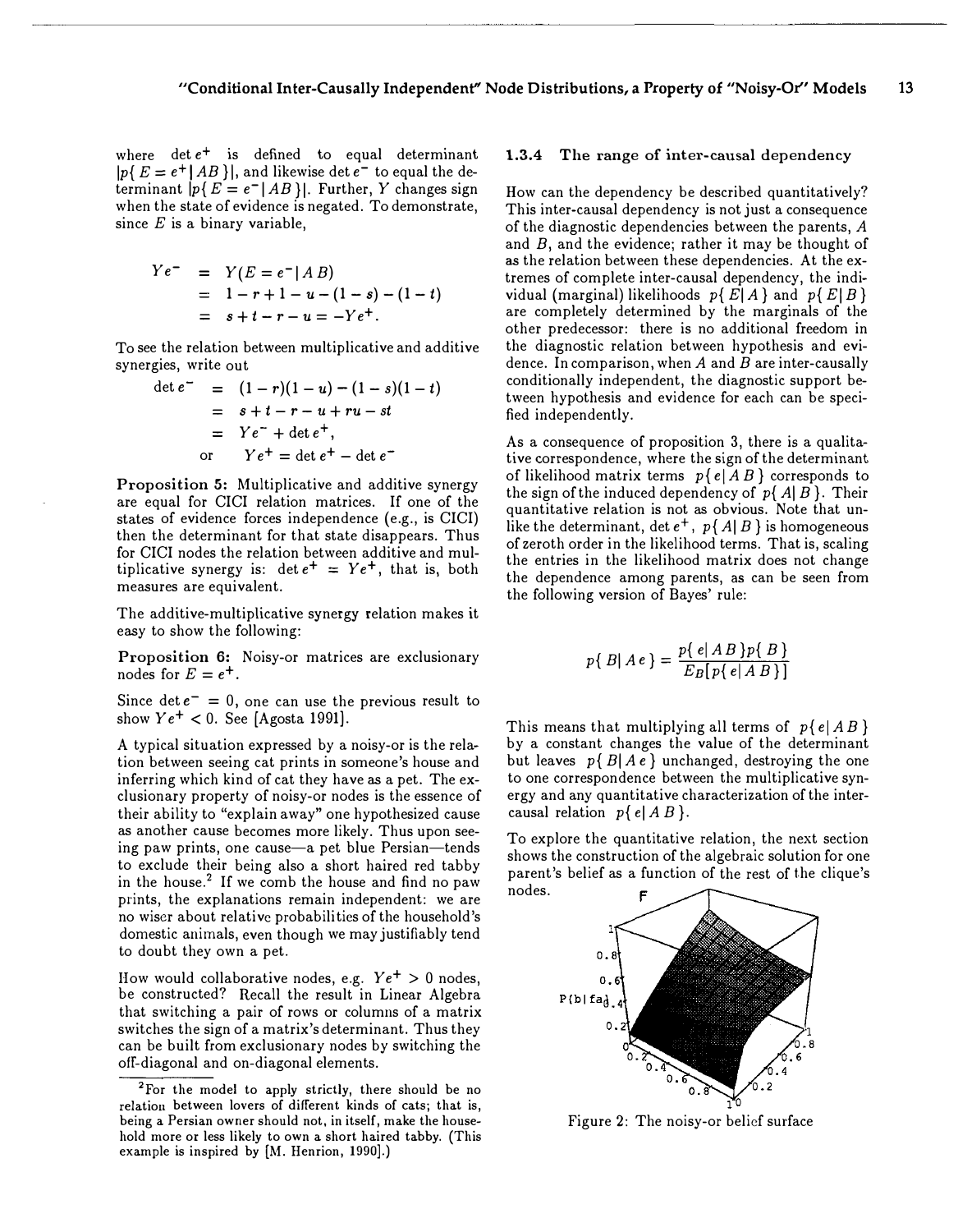where $\det e^+$ is defined to equal determinant $|p\{ E = e^+ | AB \}|$, and likewise $\det e^-$ to equal the determinant $|p\{ E = e^- | AB \}|$. Further, $Y$ changes sign when the state of evidence is negated. To demonstrate, since $E$ is a binary variable,

$$
\begin{aligned}
Ye^- &= Y(E = e^- | A\, B) \\
&= 1 - r + 1 - u - (1 - s) - (1 - t) \\
&= s + t - r - u = -Ye^+.
\end{aligned}
$$

To see the relation between multiplicative and additive synergies, write out

$$
\begin{aligned}
\det e^- &= (1 - r)(1 - u) - (1 - s)(1 - t) \\
&= s + t - r - u + ru - st \\
&= Ye^- + \det e^+, \\
\text{or} \quad & Ye^+ = \det e^+ - \det e^-
\end{aligned}
$$

**Proposition 5:** Multiplicative and additive synergy are equal for CICI relation matrices. If one of the states of evidence forces independence (e.g., is CICI) then the determinant for that state disappears. Thus for CICI nodes the relation between additive and multiplicative synergy is: $\det e^+ = Ye^+$, that is, both measures are equivalent.

The additive-multiplicative synergy relation makes it easy to show the following:

**Proposition 6:** Noisy-or matrices are exclusionary nodes for $E = e^+$.

Since $\det e^- = 0$, one can use the previous result to show $Ye^+ < 0$. See [Agosta 1991].

A typical situation expressed by a noisy-or is the relation between seeing cat prints in someone's house and inferring which kind of cat they have as a pet. The exclusionary property of noisy-or nodes is the essence of their ability to "explain away" one hypothesized cause as another cause becomes more likely. Thus upon seeing paw prints, one cause—a pet blue Persian—tends to exclude their being also a short haired red tabby in the house.[2] If we comb the house and find no paw prints, the explanations remain independent: we are no wiser about relative probabilities of the household's domestic animals, even though we may justifiably tend to doubt they own a pet.

How would collaborative nodes, e.g. $Ye^+ > 0$ nodes, be constructed? Recall the result in Linear Algebra that switching a pair of rows or columns of a matrix switches the sign of a matrix's determinant. Thus they can be built from exclusionary nodes by switching the off-diagonal and on-diagonal elements.

[2] For the model to apply strictly, there should be no relation between lovers of different kinds of cats; that is, being a Persian owner should not, in itself, make the household more or less likely to own a short haired tabby. (This example is inspired by [M. Henrion, 1990].)

### 1.3.4 The range of inter-causal dependency

How can the dependency be described quantitatively? This inter-causal dependency is not just a consequence of the diagnostic dependencies between the parents, $A$ and $B$, and the evidence; rather it may be thought of as the relation between these dependencies. At the extremes of complete inter-causal dependency, the individual (marginal) likelihoods $p\{ E| A \}$ and $p\{ E| B \}$ are completely determined by the marginals of the other predecessor: there is no additional freedom in the diagnostic relation between hypothesis and evidence. In comparison, when $A$ and $B$ are inter-causally conditionally independent, the diagnostic support between hypothesis and evidence for each can be specified independently.

As a consequence of proposition 3, there is a qualitative correspondence, where the sign of the determinant of likelihood matrix terms $p\{ e| A\, B \}$ corresponds to the sign of the induced dependency of $p\{ A| B \}$. Their quantitative relation is not as obvious. Note that unlike the determinant, $\det e^+$, $p\{ A| B \}$ is homogeneous of zeroth order in the likelihood terms. That is, scaling the entries in the likelihood matrix does not change the dependence among parents, as can be seen from the following version of Bayes' rule:

$$
p\{ B| A\, e \} = \frac{p\{ e| A\, B \} p\{ B \}}{E_B[p\{ e| A\, B \}]}
$$

This means that multiplying all terms of $p\{ e| A\, B \}$ by a constant changes the value of the determinant but leaves $p\{ B| A\, e \}$ unchanged, destroying the one to one correspondence between the multiplicative synergy and any quantitative characterization of the inter-causal relation $p\{ e| A\, B \}$.

To explore the quantitative relation, the next section shows the construction of the algebraic solution for one parent's belief as a function of the rest of the clique's nodes.

Figure 2: The noisy-or belief surface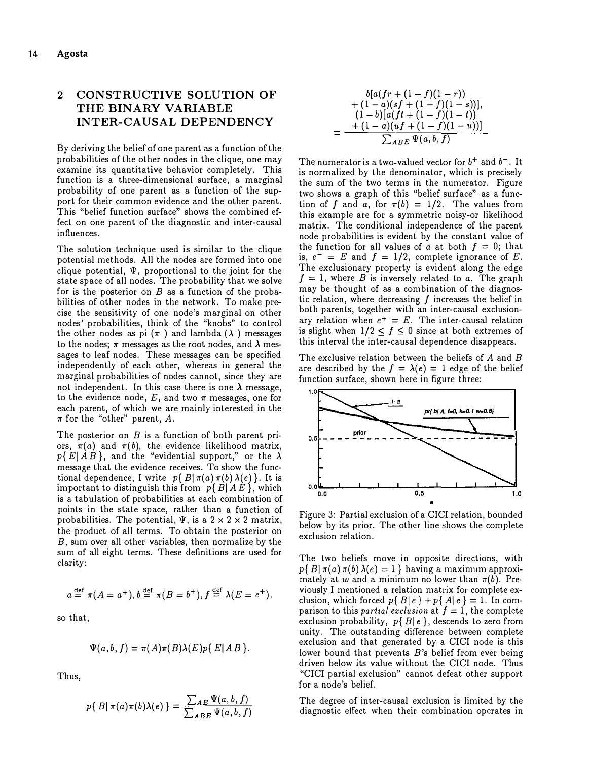## 2 CONSTRUCTIVE SOLUTION OF THE BINARY VARIABLE INTER-CAUSAL DEPENDENCY

By deriving the belief of one parent as a function of the probabilities of the other nodes in the clique, one may examine its quantitative behavior completely. This function is a three-dimensional surface, a marginal probability of one parent as a function of the support for their common evidence and the other parent. This "belief function surface" shows the combined effect on one parent of the diagnostic and inter-causal influences.

The solution technique used is similar to the clique potential methods. All the nodes are formed into one clique potential, $\Psi$, proportional to the joint for the state space of all nodes. The probability that we solve for is the posterior on $B$ as a function of the probabilities of other nodes in the network. To make precise the sensitivity of one node's marginal on other nodes' probabilities, think of the "knobs" to control the other nodes as pi ($\pi$) and lambda ($\lambda$) messages to the nodes; $\pi$ messages as the root nodes, and $\lambda$ messages to leaf nodes. These messages can be specified independently of each other, whereas in general the marginal probabilities of nodes cannot, since they are not independent. In this case there is one $\lambda$ message, to the evidence node, $E$, and two $\pi$ messages, one for each parent, of which we are mainly interested in the $\pi$ for the "other" parent, $A$.

The posterior on $B$ is a function of both parent priors, $\pi(a)$ and $\pi(b)$, the evidence likelihood matrix, $p\{E|AB\}$, and the "evidential support," or the $\lambda$ message that the evidence receives. To show the functional dependence, I write $p\{B|\pi(a)\pi(b)\lambda(e)\}$. It is important to distinguish this from $p\{B|AE\}$, which is a tabulation of probabilities at each combination of points in the state space, rather than a function of probabilities. The potential, $\Psi$, is a $2 \times 2 \times 2$ matrix, the product of all terms. To obtain the posterior on $B$, sum over all other variables, then normalize by the sum of all eight terms. These definitions are used for clarity:

$$a \stackrel{\text{def}}{=} \pi(A = a^+), b \stackrel{\text{def}}{=} \pi(B = b^+), f \stackrel{\text{def}}{=} \lambda(E = e^+),$$

so that,

$$\Psi(a, b, f) = \pi(A)\pi(B)\lambda(E)p\{E|AB\}.$$

Thus,

$$p\{B|\pi(a)\pi(b)\lambda(e)\} = \frac{\sum_{AE} \Psi(a, b, f)}{\sum_{ABE} \Psi(a, b, f)}$$

$$= \frac{\begin{array}{c} b[a(fr + (1-f)(1-r)) \\ + (1-a)(sf + (1-f)(1-s))], \\ (1-b)[a(ft + (1-f)(1-t)) \\ + (1-a)(uf + (1-f)(1-u))] \end{array}}{\sum_{ABE} \Psi(a, b, f)}$$

The numerator is a two-valued vector for $b^+$ and $b^-$. It is normalized by the denominator, which is precisely the sum of the two terms in the numerator. Figure two shows a graph of this "belief surface" as a function of $f$ and $a$, for $\pi(b) = 1/2$. The values from this example are for a symmetric noisy-or likelihood matrix. The conditional independence of the parent node probabilities is evident by the constant value of the function for all values of $a$ at both $f = 0$; that is, $e^- = E$ and $f = 1/2$, complete ignorance of $E$. The exclusionary property is evident along the edge $f = 1$, where $B$ is inversely related to $a$. The graph may be thought of as a combination of the diagnostic relation, where decreasing $f$ increases the belief in both parents, together with an inter-causal exclusionary relation when $e^+ = E$. The inter-causal relation is slight when $1/2 \leq f \leq 0$ since at both extremes of this interval the inter-causal dependence disappears.

The exclusive relation between the beliefs of $A$ and $B$ are described by the $f = \lambda(e) = 1$ edge of the belief function surface, shown here in figure three:

Figure 3: Partial exclusion of a CICI relation, bounded below by its prior. The other line shows the complete exclusion relation.

The two beliefs move in opposite directions, with $p\{B|\pi(a)\pi(b)\lambda(e) = 1\}$ having a maximum approximately at $w$ and a minimum no lower than $\pi(b)$. Previously I mentioned a relation matrix for complete exclusion, which forced $p\{B|e\} + p\{A|e\} = 1$. In comparison to this *partial exclusion* at $f = 1$, the complete exclusion probability, $p\{B|e\}$, descends to zero from unity. The outstanding difference between complete exclusion and that generated by a CICI node is this lower bound that prevents $B$'s belief from ever being driven below its value without the CICI node. Thus "CICI partial exclusion" cannot defeat other support for a node's belief.

The degree of inter-causal exclusion is limited by the diagnostic effect when their combination operates in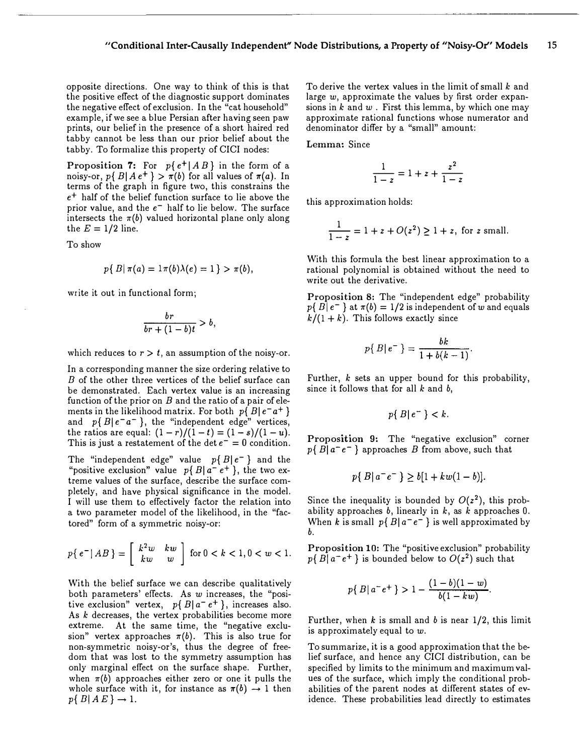opposite directions. One way to think of this is that the positive effect of the diagnostic support dominates the negative effect of exclusion. In the "cat household" example, if we see a blue Persian after having seen paw prints, our belief in the presence of a short haired red tabby cannot be less than our prior belief about the tabby. To formalize this property of CICI nodes:

**Proposition 7:** For $p\{e^+|A\,B\}$ in the form of a noisy-or, $p\{B|A\,e^+\} > \pi(b)$ for all values of $\pi(a)$. In terms of the graph in figure two, this constrains the $e^+$ half of the belief function surface to lie above the prior value, and the $e^-$ half to lie below. The surface intersects the $\pi(b)$ valued horizontal plane only along the $E = 1/2$ line.

To show

$$p\{B|\,\pi(a) = 1\pi(b)\lambda(e) = 1\} > \pi(b),$$

write it out in functional form;

$$\frac{br}{br + (1-b)t} > b,$$

which reduces to $r > t$, an assumption of the noisy-or.

In a corresponding manner the size ordering relative to $B$ of the other three vertices of the belief surface can be demonstrated. Each vertex value is an increasing function of the prior on $B$ and the ratio of a pair of elements in the likelihood matrix. For both $p\{B|e^-a^+\}$ and $p\{B|e^-a^-\}$, the "independent edge" vertices, the ratios are equal: $(1-r)/(1-t) = (1-s)/(1-u)$. This is just a restatement of the $\det e^- = 0$ condition.

The "independent edge" value $p\{B|e^-\}$ and the "positive exclusion" value $p\{B|a^-e^+\}$, the two extreme values of the surface, describe the surface completely, and have physical significance in the model. I will use them to effectively factor the relation into a two parameter model of the likelihood, in the "factored" form of a symmetric noisy-or:

$$p\{e^-|AB\} = \begin{bmatrix} k^2w & kw \\ kw & w \end{bmatrix} \text{ for } 0 < k < 1, 0 < w < 1.$$

With the belief surface we can describe qualitatively both parameters' effects. As $w$ increases, the "positive exclusion" vertex, $p\{B|a^-e^+\}$, increases also. As $k$ decreases, the vertex probabilities become more extreme. At the same time, the "negative exclusion" vertex approaches $\pi(b)$. This is also true for non-symmetric noisy-or's, thus the degree of freedom that was lost to the symmetry assumption has only marginal effect on the surface shape. Further, when $\pi(b)$ approaches either zero or one it pulls the whole surface with it, for instance as $\pi(b) \to 1$ then $p\{B|A\,E\} \to 1$.

To derive the vertex values in the limit of small $k$ and large $w$, approximate the values by first order expansions in $k$ and $w$. First this lemma, by which one may approximate rational functions whose numerator and denominator differ by a "small" amount:

**Lemma:** Since

$$\frac{1}{1-z} = 1 + z + \frac{z^2}{1-z}$$

this approximation holds:

$$\frac{1}{1-z} = 1 + z + O(z^2) \geq 1 + z, \text{ for } z \text{ small.}$$

With this formula the best linear approximation to a rational polynomial is obtained without the need to write out the derivative.

**Proposition 8:** The "independent edge" probability $p\{B|e^-\}$ at $\pi(b) = 1/2$ is independent of $w$ and equals $k/(1+k)$. This follows exactly since

$$p\{B|e^-\} = \frac{bk}{1 + b(k-1)}.$$

Further, $k$ sets an upper bound for this probability, since it follows that for all $k$ and $b$,

$$p\{B|e^-\} < k.$$

**Proposition 9:** The "negative exclusion" corner $p\{B|a^-e^-\}$ approaches $B$ from above, such that

$$p\{B|a^-e^-\} \geq b[1 + kw(1-b)].$$

Since the inequality is bounded by $O(z^2)$, this probability approaches $b$, linearly in $k$, as $k$ approaches 0. When $k$ is small $p\{B|a^-e^-\}$ is well approximated by $b$.

**Proposition 10:** The "positive exclusion" probability $p\{B|a^-e^+\}$ is bounded below to $O(z^2)$ such that

$$p\{B|a^-e^+\} > 1 - \frac{(1-b)(1-w)}{b(1-kw)}.$$

Further, when $k$ is small and $b$ is near 1/2, this limit is approximately equal to $w$.

To summarize, it is a good approximation that the belief surface, and hence any CICI distribution, can be specified by limits to the minimum and maximum values of the surface, which imply the conditional probabilities of the parent nodes at different states of evidence. These probabilities lead directly to estimates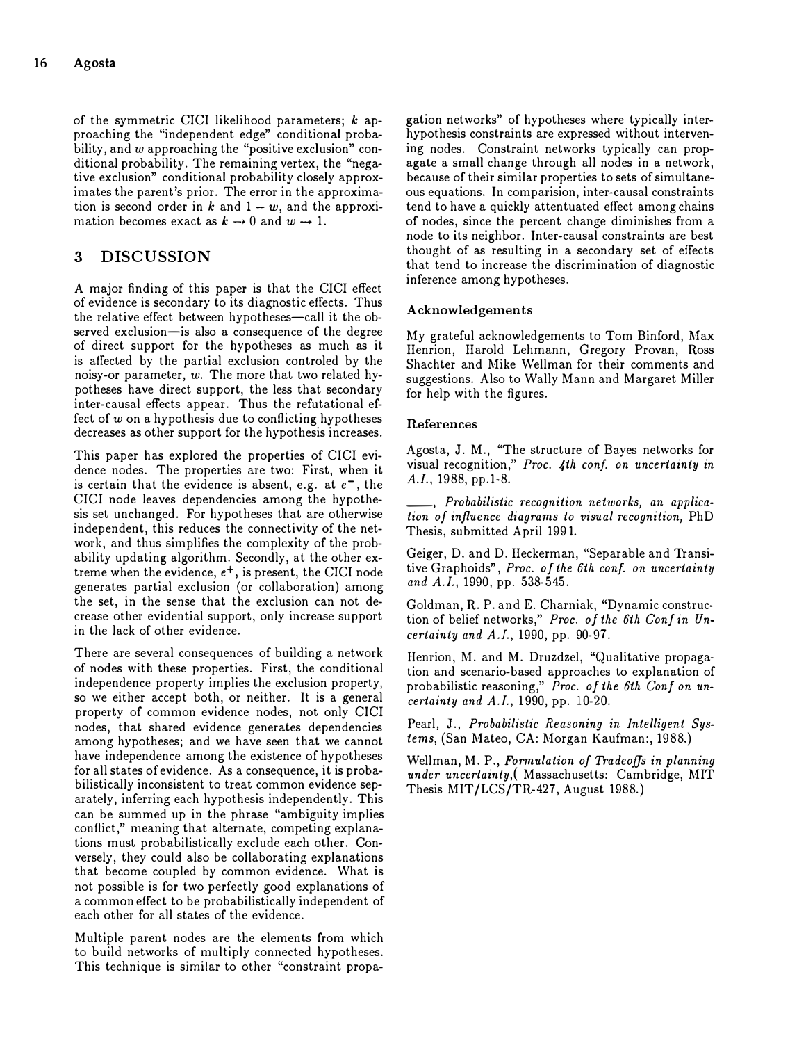of the symmetric CICI likelihood parameters; $k$ approaching the "independent edge" conditional probability, and $w$ approaching the "positive exclusion" conditional probability. The remaining vertex, the "negative exclusion" conditional probability closely approximates the parent's prior. The error in the approximation is second order in $k$ and $1 - w$, and the approximation becomes exact as $k \to 0$ and $w \to 1$.

## 3 DISCUSSION

A major finding of this paper is that the CICI effect of evidence is secondary to its diagnostic effects. Thus the relative effect between hypotheses—call it the observed exclusion—is also a consequence of the degree of direct support for the hypotheses as much as it is affected by the partial exclusion controled by the noisy-or parameter, $w$. The more that two related hypotheses have direct support, the less that secondary inter-causal effects appear. Thus the refutational effect of $w$ on a hypothesis due to conflicting hypotheses decreases as other support for the hypothesis increases.

This paper has explored the properties of CICI evidence nodes. The properties are two: First, when it is certain that the evidence is absent, e.g. at $e^-$, the CICI node leaves dependencies among the hypothesis set unchanged. For hypotheses that are otherwise independent, this reduces the connectivity of the network, and thus simplifies the complexity of the probability updating algorithm. Secondly, at the other extreme when the evidence, $e^+$, is present, the CICI node generates partial exclusion (or collaboration) among the set, in the sense that the exclusion can not decrease other evidential support, only increase support in the lack of other evidence.

There are several consequences of building a network of nodes with these properties. First, the conditional independence property implies the exclusion property, so we either accept both, or neither. It is a general property of common evidence nodes, not only CICI nodes, that shared evidence generates dependencies among hypotheses; and we have seen that we cannot have independence among the existence of hypotheses for all states of evidence. As a consequence, it is probabilistically inconsistent to treat common evidence separately, inferring each hypothesis independently. This can be summed up in the phrase "ambiguity implies conflict," meaning that alternate, competing explanations must probabilistically exclude each other. Conversely, they could also be collaborating explanations that become coupled by common evidence. What is not possible is for two perfectly good explanations of a common effect to be probabilistically independent of each other for all states of the evidence.

Multiple parent nodes are the elements from which to build networks of multiply connected hypotheses. This technique is similar to other "constraint propagation networks" of hypotheses where typically inter-hypothesis constraints are expressed without intervening nodes. Constraint networks typically can propagate a small change through all nodes in a network, because of their similar properties to sets of simultaneous equations. In comparision, inter-causal constraints tend to have a quickly attentuated effect among chains of nodes, since the percent change diminishes from a node to its neighbor. Inter-causal constraints are best thought of as resulting in a secondary set of effects that tend to increase the discrimination of diagnostic inference among hypotheses.

### Acknowledgements

My grateful acknowledgements to Tom Binford, Max Henrion, Harold Lehmann, Gregory Provan, Ross Shachter and Mike Wellman for their comments and suggestions. Also to Wally Mann and Margaret Miller for help with the figures.

### References

Agosta, J. M., "The structure of Bayes networks for visual recognition," *Proc. 4th conf. on uncertainty in A.I.*, 1988, pp.1-8.

——, *Probabilistic recognition networks, an application of influence diagrams to visual recognition,* PhD Thesis, submitted April 1991.

Geiger, D. and D. Heckerman, "Separable and Transitive Graphoids", *Proc. of the 6th conf. on uncertainty and A.I.*, 1990, pp. 538-545.

Goldman, R. P. and E. Charniak, "Dynamic construction of belief networks," *Proc. of the 6th Conf in Uncertainty and A.I.*, 1990, pp. 90-97.

Henrion, M. and M. Druzdzel, "Qualitative propagation and scenario-based approaches to explanation of probabilistic reasoning," *Proc. of the 6th Conf on uncertainty and A.I.*, 1990, pp. 10-20.

Pearl, J., *Probabilistic Reasoning in Intelligent Systems*, (San Mateo, CA: Morgan Kaufman:, 1988.)

Wellman, M. P., *Formulation of Tradeoffs in planning under uncertainty*,( Massachusetts: Cambridge, MIT Thesis MIT/LCS/TR-427, August 1988.)